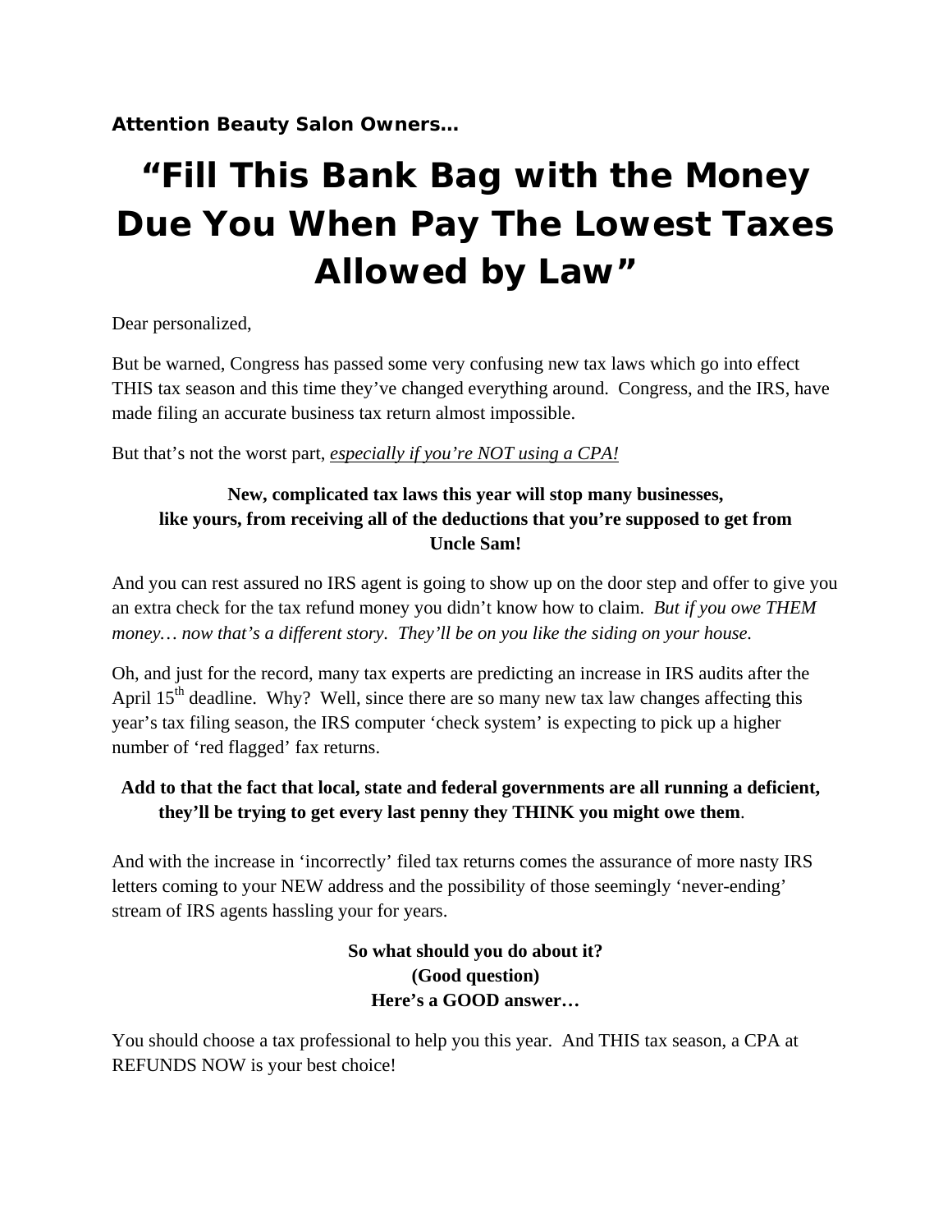**Attention Beauty Salon Owners…**

# "Fill This Bank Bag with the Money Due You When Pay The Lowest Taxes Allowed by Law"

Dear personalized,

But be warned, Congress has passed some very confusing new tax laws which go into effect THIS tax season and this time they've changed everything around. Congress, and the IRS, have made filing an accurate business tax return almost impossible.

But that's not the worst part, *<u>especially if you're NOT using a CPA!</u>*

**New, complicated tax laws this year will stop many businesses, like yours, from receiving all of the deductions that you're supposed to get from Uncle Sam!**

And you can rest assured no IRS agent is going to show up on the door step and offer to give you an extra check for the tax refund money you didn't know how to claim. *But if you owe THEM money… now that's a different story. They'll be on you like the siding on your house.*

Oh, and just for the record, many tax experts are predicting an increase in IRS audits after the April 15th deadline. Why? Well, since there are so many new tax law changes affecting this year's tax filing season, the IRS computer 'check system' is expecting to pick up a higher number of 'red flagged' fax returns.

**Add to that the fact that local, state and federal governments are all running a deficient, they'll be trying to get every last penny they THINK you might owe them**.

And with the increase in 'incorrectly' filed tax returns comes the assurance of more nasty IRS letters coming to your NEW address and the possibility of those seemingly 'never-ending' stream of IRS agents hassling your for years.

**So what should you do about it?**
**(Good question)**
**Here's a GOOD answer…**

You should choose a tax professional to help you this year. And THIS tax season, a CPA at REFUNDS NOW is your best choice!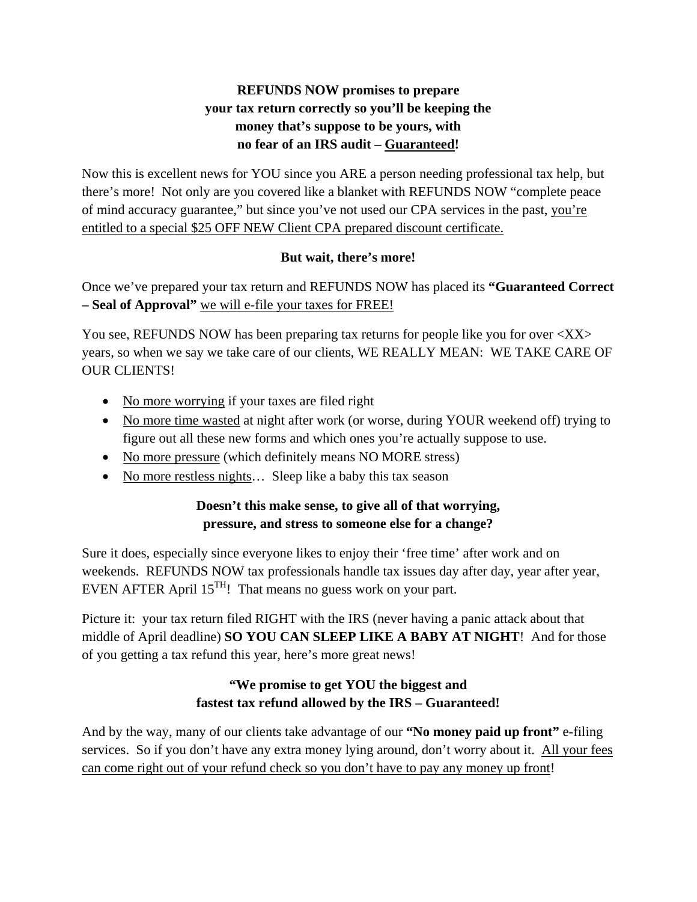**REFUNDS NOW promises to prepare your tax return correctly so you'll be keeping the money that's suppose to be yours, with no fear of an IRS audit – <u>Guaranteed</u>!**

Now this is excellent news for YOU since you ARE a person needing professional tax help, but there's more! Not only are you covered like a blanket with REFUNDS NOW "complete peace of mind accuracy guarantee," but since you've not used our CPA services in the past, <u>you're entitled to a special $25 OFF NEW Client CPA prepared discount certificate.</u>

**But wait, there's more!**

Once we've prepared your tax return and REFUNDS NOW has placed its **"Guaranteed Correct – Seal of Approval"** <u>we will e-file your taxes for FREE!</u>

You see, REFUNDS NOW has been preparing tax returns for people like you for over <XX> years, so when we say we take care of our clients, WE REALLY MEAN: WE TAKE CARE OF OUR CLIENTS!

- <u>No more worrying</u> if your taxes are filed right
- <u>No more time wasted</u> at night after work (or worse, during YOUR weekend off) trying to figure out all these new forms and which ones you're actually suppose to use.
- <u>No more pressure</u> (which definitely means NO MORE stress)
- <u>No more restless nights</u>… Sleep like a baby this tax season

**Doesn't this make sense, to give all of that worrying, pressure, and stress to someone else for a change?**

Sure it does, especially since everyone likes to enjoy their 'free time' after work and on weekends. REFUNDS NOW tax professionals handle tax issues day after day, year after year, EVEN AFTER April 15TH! That means no guess work on your part.

Picture it: your tax return filed RIGHT with the IRS (never having a panic attack about that middle of April deadline) **SO YOU CAN SLEEP LIKE A BABY AT NIGHT**! And for those of you getting a tax refund this year, here's more great news!

**"We promise to get YOU the biggest and fastest tax refund allowed by the IRS – Guaranteed!**

And by the way, many of our clients take advantage of our **"No money paid up front"** e-filing services. So if you don't have any extra money lying around, don't worry about it. <u>All your fees can come right out of your refund check so you don't have to pay any money up front</u>!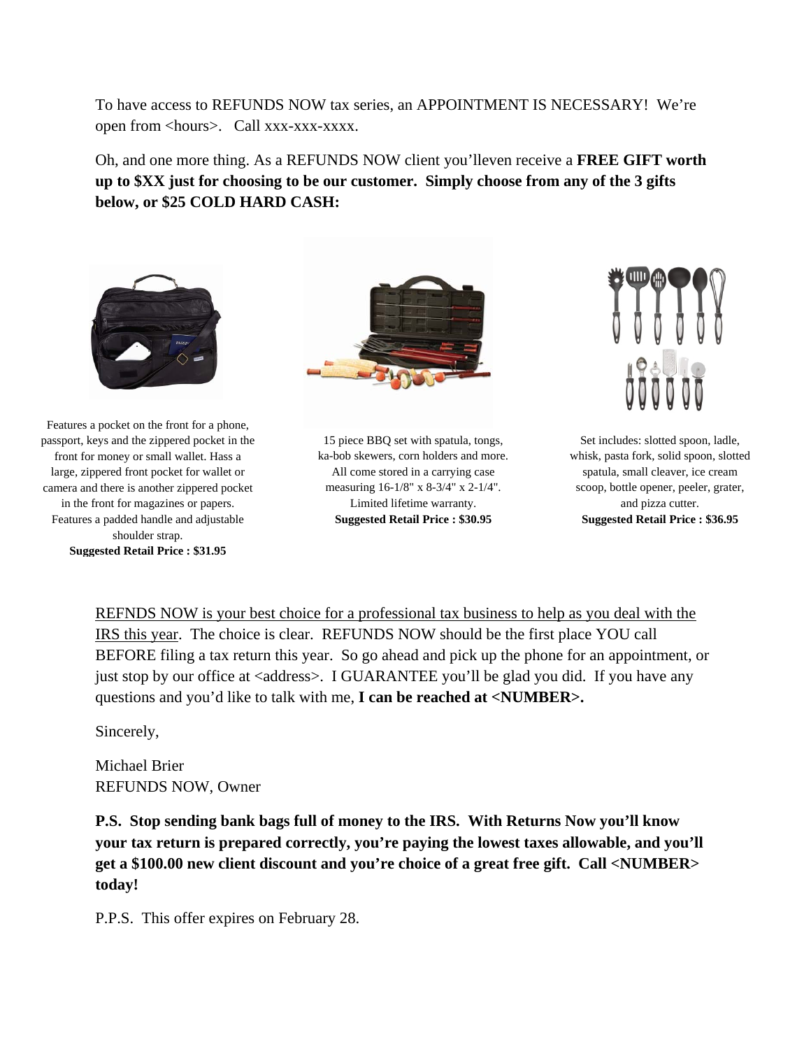To have access to REFUNDS NOW tax series, an APPOINTMENT IS NECESSARY! We're open from <hours>. Call xxx-xxx-xxxx.

Oh, and one more thing. As a REFUNDS NOW client you'lleven receive a **FREE GIFT worth up to $XX just for choosing to be our customer. Simply choose from any of the 3 gifts below, or $25 COLD HARD CASH:**

Features a pocket on the front for a phone, passport, keys and the zippered pocket in the front for money or small wallet. Hass a large, zippered front pocket for wallet or camera and there is another zippered pocket in the front for magazines or papers. Features a padded handle and adjustable shoulder strap.
**Suggested Retail Price : $31.95**

15 piece BBQ set with spatula, tongs, ka-bob skewers, corn holders and more. All come stored in a carrying case measuring 16-1/8" x 8-3/4" x 2-1/4". Limited lifetime warranty.
**Suggested Retail Price : $30.95**

Set includes: slotted spoon, ladle, whisk, pasta fork, solid spoon, slotted spatula, small cleaver, ice cream scoop, bottle opener, peeler, grater, and pizza cutter.
**Suggested Retail Price : $36.95**

<u>REFNDS NOW is your best choice for a professional tax business to help as you deal with the IRS this year</u>. The choice is clear. REFUNDS NOW should be the first place YOU call BEFORE filing a tax return this year. So go ahead and pick up the phone for an appointment, or just stop by our office at <address>. I GUARANTEE you'll be glad you did. If you have any questions and you'd like to talk with me, **I can be reached at <NUMBER>.**

Sincerely,

Michael Brier
REFUNDS NOW, Owner

**P.S. Stop sending bank bags full of money to the IRS. With Returns Now you'll know your tax return is prepared correctly, you're paying the lowest taxes allowable, and you'll get a $100.00 new client discount and you're choice of a great free gift. Call <NUMBER> today!**

P.P.S. This offer expires on February 28.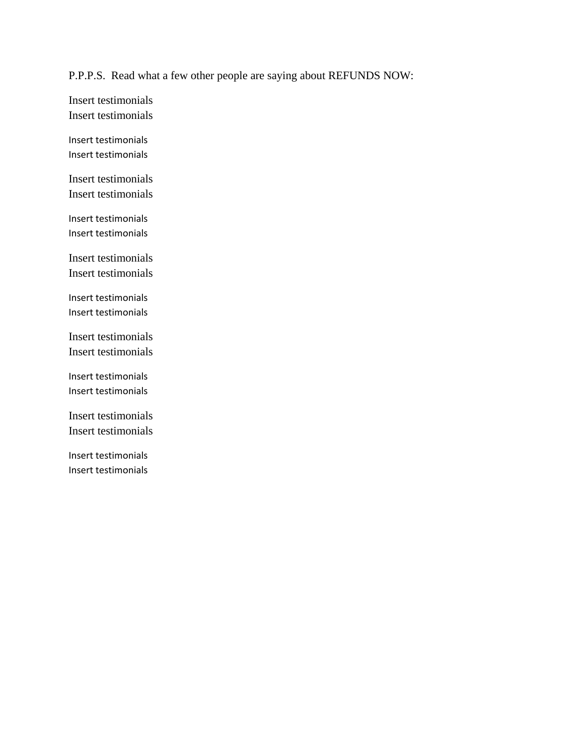P.P.P.S. Read what a few other people are saying about REFUNDS NOW:

Insert testimonials
Insert testimonials

Insert testimonials
Insert testimonials

Insert testimonials
Insert testimonials

Insert testimonials
Insert testimonials

Insert testimonials
Insert testimonials

Insert testimonials
Insert testimonials

Insert testimonials
Insert testimonials

Insert testimonials
Insert testimonials

Insert testimonials
Insert testimonials

Insert testimonials
Insert testimonials